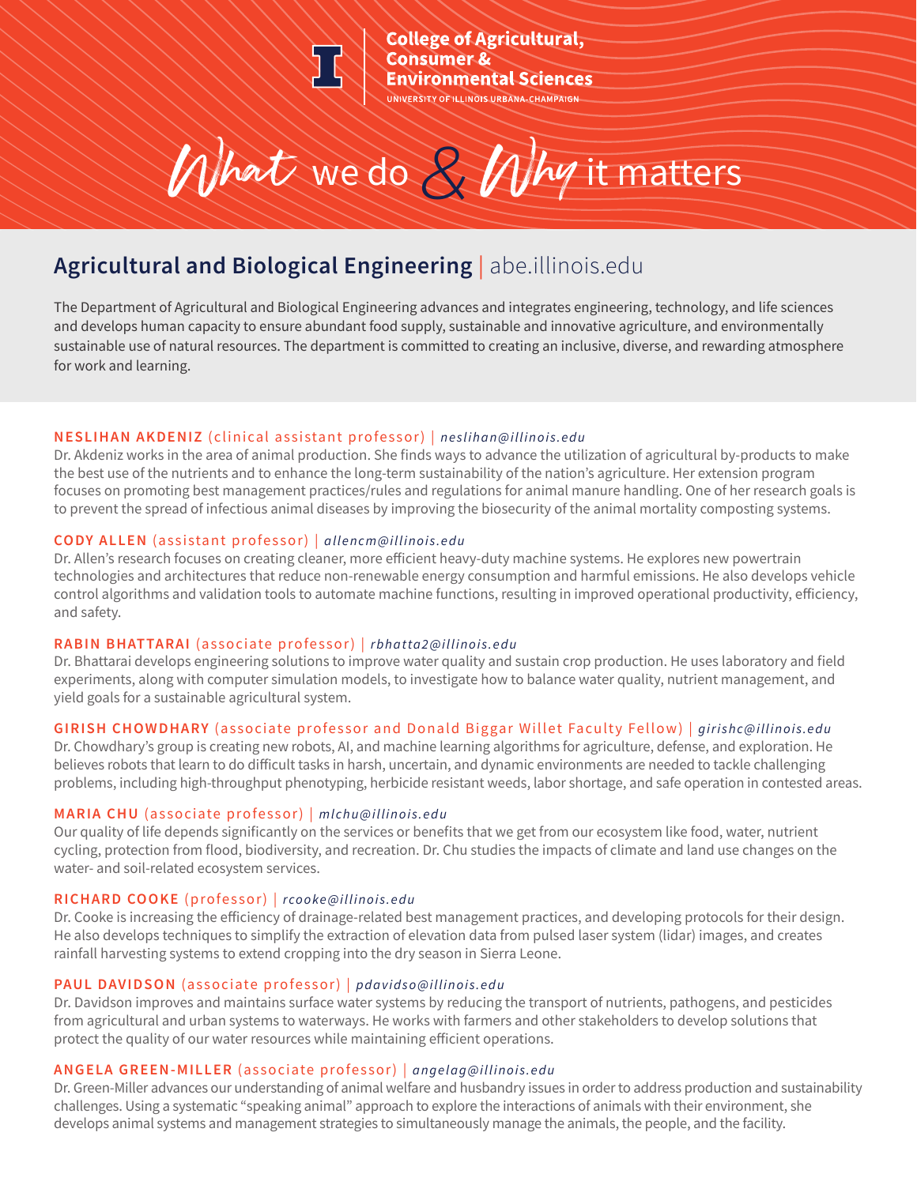College of Agricultural, Consumer & Environmental Sciences

UNIVERSITY OF ILLINOIS URBANA-CHAMPAIGN

# What we do & Why it matters

## Agricultural and Biological Engineering | abe.illinois.edu

The Department of Agricultural and Biological Engineering advances and integrates engineering, technology, and life sciences and develops human capacity to ensure abundant food supply, sustainable and innovative agriculture, and environmentally sustainable use of natural resources. The department is committed to creating an inclusive, diverse, and rewarding atmosphere for work and learning.

**NESLIHAN AKDENIZ** (clinical assistant professor) | *neslihan@illinois.edu*
Dr. Akdeniz works in the area of animal production. She finds ways to advance the utilization of agricultural by-products to make the best use of the nutrients and to enhance the long-term sustainability of the nation's agriculture. Her extension program focuses on promoting best management practices/rules and regulations for animal manure handling. One of her research goals is to prevent the spread of infectious animal diseases by improving the biosecurity of the animal mortality composting systems.

**CODY ALLEN** (assistant professor) | *allencm@illinois.edu*
Dr. Allen's research focuses on creating cleaner, more efficient heavy-duty machine systems. He explores new powertrain technologies and architectures that reduce non-renewable energy consumption and harmful emissions. He also develops vehicle control algorithms and validation tools to automate machine functions, resulting in improved operational productivity, efficiency, and safety.

**RABIN BHATTARAI** (associate professor) | *rbhatta2@illinois.edu*
Dr. Bhattarai develops engineering solutions to improve water quality and sustain crop production. He uses laboratory and field experiments, along with computer simulation models, to investigate how to balance water quality, nutrient management, and yield goals for a sustainable agricultural system.

**GIRISH CHOWDHARY** (associate professor and Donald Biggar Willet Faculty Fellow) | *girishc@illinois.edu*
Dr. Chowdhary's group is creating new robots, AI, and machine learning algorithms for agriculture, defense, and exploration. He believes robots that learn to do difficult tasks in harsh, uncertain, and dynamic environments are needed to tackle challenging problems, including high-throughput phenotyping, herbicide resistant weeds, labor shortage, and safe operation in contested areas.

**MARIA CHU** (associate professor) | *mlchu@illinois.edu*
Our quality of life depends significantly on the services or benefits that we get from our ecosystem like food, water, nutrient cycling, protection from flood, biodiversity, and recreation. Dr. Chu studies the impacts of climate and land use changes on the water- and soil-related ecosystem services.

**RICHARD COOKE** (professor) | *rcooke@illinois.edu*
Dr. Cooke is increasing the efficiency of drainage-related best management practices, and developing protocols for their design. He also develops techniques to simplify the extraction of elevation data from pulsed laser system (lidar) images, and creates rainfall harvesting systems to extend cropping into the dry season in Sierra Leone.

**PAUL DAVIDSON** (associate professor) | *pdavidso@illinois.edu*
Dr. Davidson improves and maintains surface water systems by reducing the transport of nutrients, pathogens, and pesticides from agricultural and urban systems to waterways. He works with farmers and other stakeholders to develop solutions that protect the quality of our water resources while maintaining efficient operations.

**ANGELA GREEN-MILLER** (associate professor) | *angelag@illinois.edu*
Dr. Green-Miller advances our understanding of animal welfare and husbandry issues in order to address production and sustainability challenges. Using a systematic "speaking animal" approach to explore the interactions of animals with their environment, she develops animal systems and management strategies to simultaneously manage the animals, the people, and the facility.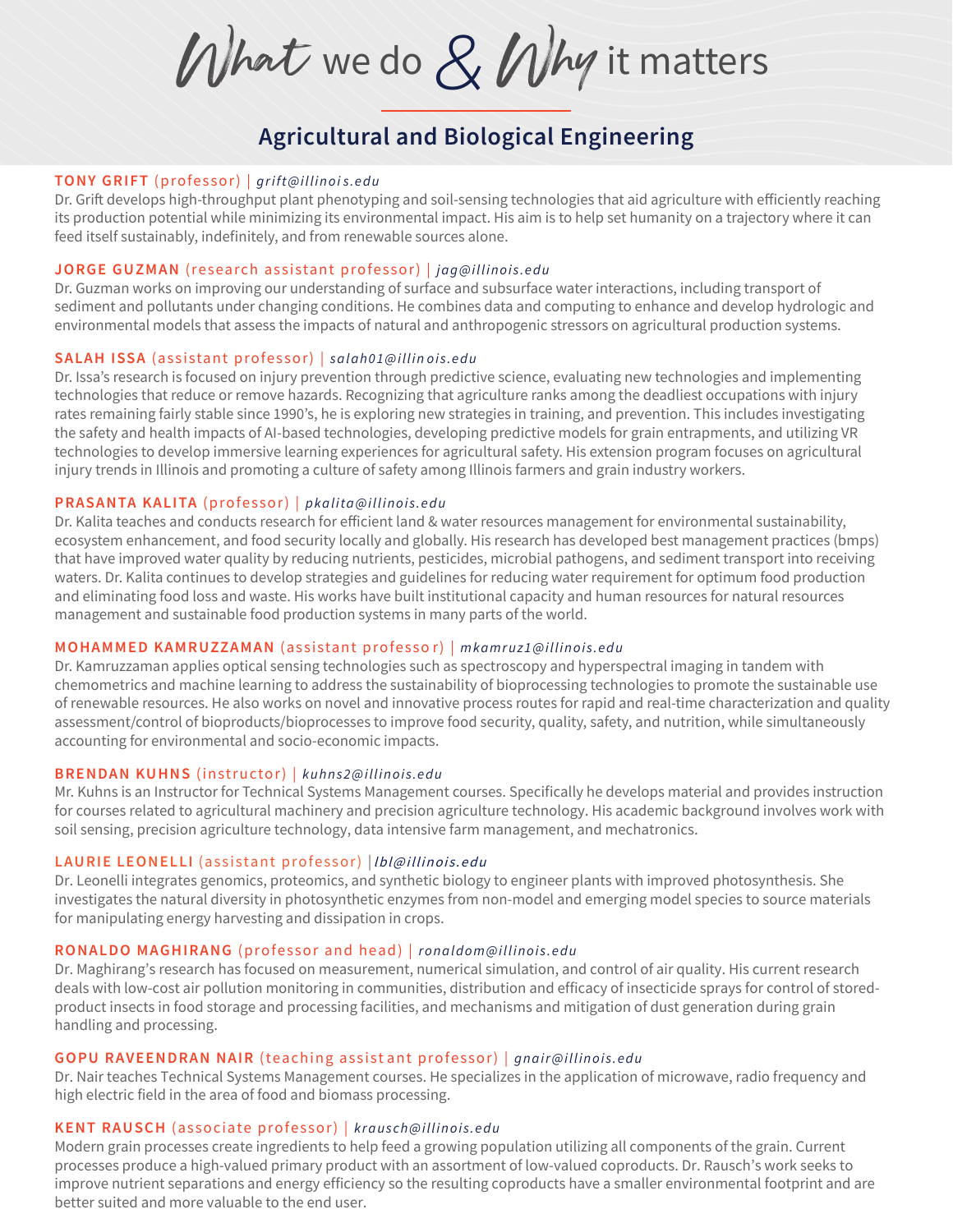# *What* we do *&* *Why* it matters

## Agricultural and Biological Engineering

**TONY GRIFT** (professor) | *grift@illinois.edu*
Dr. Grift develops high-throughput plant phenotyping and soil-sensing technologies that aid agriculture with efficiently reaching its production potential while minimizing its environmental impact. His aim is to help set humanity on a trajectory where it can feed itself sustainably, indefinitely, and from renewable sources alone.

**JORGE GUZMAN** (research assistant professor) | *jag@illinois.edu*
Dr. Guzman works on improving our understanding of surface and subsurface water interactions, including transport of sediment and pollutants under changing conditions. He combines data and computing to enhance and develop hydrologic and environmental models that assess the impacts of natural and anthropogenic stressors on agricultural production systems.

**SALAH ISSA** (assistant professor) | *salah01@illinois.edu*
Dr. Issa's research is focused on injury prevention through predictive science, evaluating new technologies and implementing technologies that reduce or remove hazards. Recognizing that agriculture ranks among the deadliest occupations with injury rates remaining fairly stable since 1990's, he is exploring new strategies in training, and prevention. This includes investigating the safety and health impacts of AI-based technologies, developing predictive models for grain entrapments, and utilizing VR technologies to develop immersive learning experiences for agricultural safety. His extension program focuses on agricultural injury trends in Illinois and promoting a culture of safety among Illinois farmers and grain industry workers.

**PRASANTA KALITA** (professor) | *pkalita@illinois.edu*
Dr. Kalita teaches and conducts research for efficient land & water resources management for environmental sustainability, ecosystem enhancement, and food security locally and globally. His research has developed best management practices (bmps) that have improved water quality by reducing nutrients, pesticides, microbial pathogens, and sediment transport into receiving waters. Dr. Kalita continues to develop strategies and guidelines for reducing water requirement for optimum food production and eliminating food loss and waste. His works have built institutional capacity and human resources for natural resources management and sustainable food production systems in many parts of the world.

**MOHAMMED KAMRUZZAMAN** (assistant professor) | *mkamruz1@illinois.edu*
Dr. Kamruzzaman applies optical sensing technologies such as spectroscopy and hyperspectral imaging in tandem with chemometrics and machine learning to address the sustainability of bioprocessing technologies to promote the sustainable use of renewable resources. He also works on novel and innovative process routes for rapid and real-time characterization and quality assessment/control of bioproducts/bioprocesses to improve food security, quality, safety, and nutrition, while simultaneously accounting for environmental and socio-economic impacts.

**BRENDAN KUHNS** (instructor) | *kuhns2@illinois.edu*
Mr. Kuhns is an Instructor for Technical Systems Management courses. Specifically he develops material and provides instruction for courses related to agricultural machinery and precision agriculture technology. His academic background involves work with soil sensing, precision agriculture technology, data intensive farm management, and mechatronics.

**LAURIE LEONELLI** (assistant professor) | *lbl@illinois.edu*
Dr. Leonelli integrates genomics, proteomics, and synthetic biology to engineer plants with improved photosynthesis. She investigates the natural diversity in photosynthetic enzymes from non-model and emerging model species to source materials for manipulating energy harvesting and dissipation in crops.

**RONALDO MAGHIRANG** (professor and head) | *ronaldom@illinois.edu*
Dr. Maghirang's research has focused on measurement, numerical simulation, and control of air quality. His current research deals with low-cost air pollution monitoring in communities, distribution and efficacy of insecticide sprays for control of stored-product insects in food storage and processing facilities, and mechanisms and mitigation of dust generation during grain handling and processing.

**GOPU RAVEENDRAN NAIR** (teaching assistant professor) | *gnair@illinois.edu*
Dr. Nair teaches Technical Systems Management courses. He specializes in the application of microwave, radio frequency and high electric field in the area of food and biomass processing.

**KENT RAUSCH** (associate professor) | *krausch@illinois.edu*
Modern grain processes create ingredients to help feed a growing population utilizing all components of the grain. Current processes produce a high-valued primary product with an assortment of low-valued coproducts. Dr. Rausch's work seeks to improve nutrient separations and energy efficiency so the resulting coproducts have a smaller environmental footprint and are better suited and more valuable to the end user.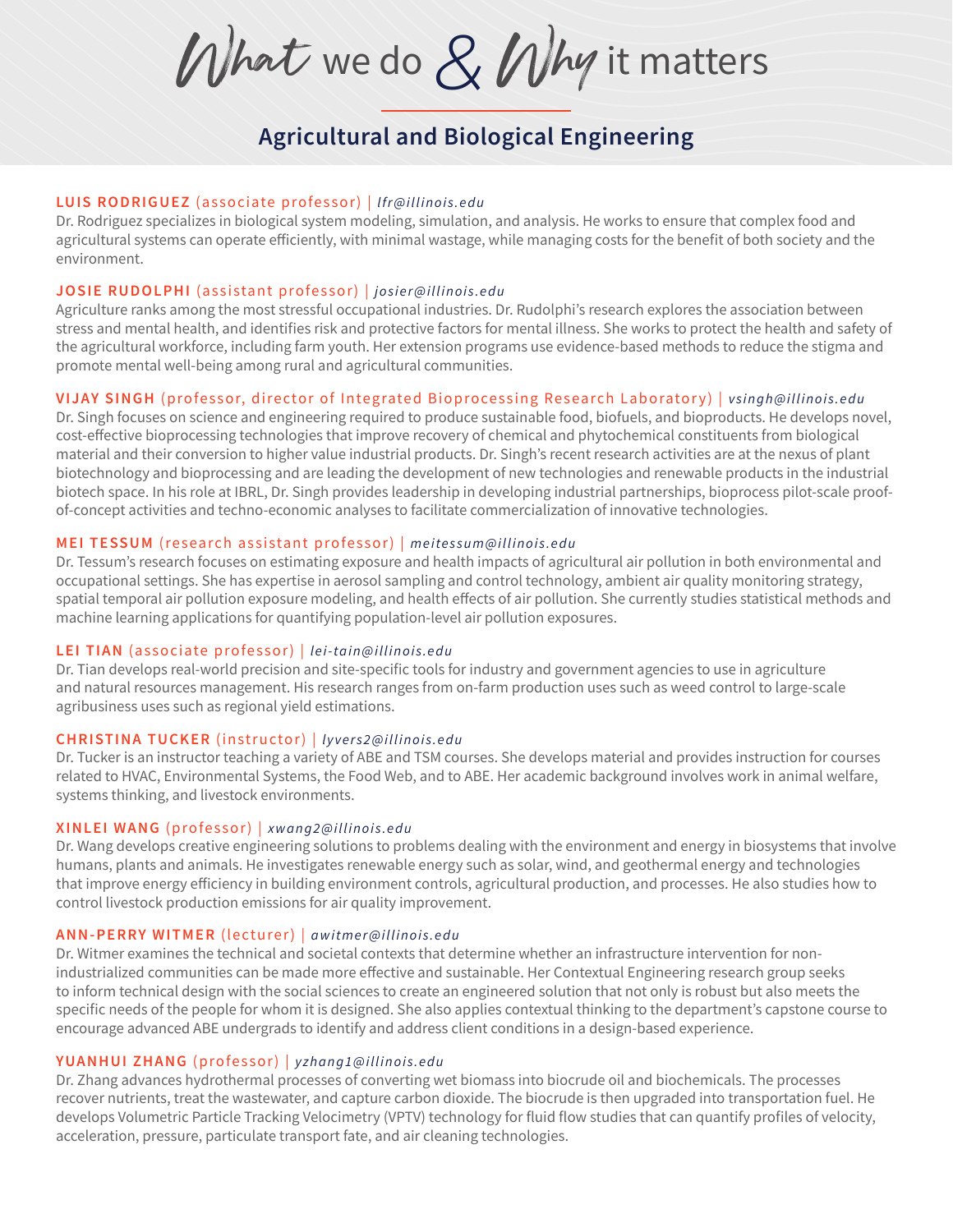# *What* we do & *Why* it matters

## Agricultural and Biological Engineering

**LUIS RODRIGUEZ** (associate professor) | *lfr@illinois.edu*
Dr. Rodriguez specializes in biological system modeling, simulation, and analysis. He works to ensure that complex food and agricultural systems can operate efficiently, with minimal wastage, while managing costs for the benefit of both society and the environment.

**JOSIE RUDOLPHI** (assistant professor) | *josier@illinois.edu*
Agriculture ranks among the most stressful occupational industries. Dr. Rudolphi's research explores the association between stress and mental health, and identifies risk and protective factors for mental illness. She works to protect the health and safety of the agricultural workforce, including farm youth. Her extension programs use evidence-based methods to reduce the stigma and promote mental well-being among rural and agricultural communities.

**VIJAY SINGH** (professor, director of Integrated Bioprocessing Research Laboratory) | *vsingh@illinois.edu*
Dr. Singh focuses on science and engineering required to produce sustainable food, biofuels, and bioproducts. He develops novel, cost-effective bioprocessing technologies that improve recovery of chemical and phytochemical constituents from biological material and their conversion to higher value industrial products. Dr. Singh's recent research activities are at the nexus of plant biotechnology and bioprocessing and are leading the development of new technologies and renewable products in the industrial biotech space. In his role at IBRL, Dr. Singh provides leadership in developing industrial partnerships, bioprocess pilot-scale proof-of-concept activities and techno-economic analyses to facilitate commercialization of innovative technologies.

**MEI TESSUM** (research assistant professor) | *meitessum@illinois.edu*
Dr. Tessum's research focuses on estimating exposure and health impacts of agricultural air pollution in both environmental and occupational settings. She has expertise in aerosol sampling and control technology, ambient air quality monitoring strategy, spatial temporal air pollution exposure modeling, and health effects of air pollution. She currently studies statistical methods and machine learning applications for quantifying population-level air pollution exposures.

**LEI TIAN** (associate professor) | *lei-tain@illinois.edu*
Dr. Tian develops real-world precision and site-specific tools for industry and government agencies to use in agriculture and natural resources management. His research ranges from on-farm production uses such as weed control to large-scale agribusiness uses such as regional yield estimations.

**CHRISTINA TUCKER** (instructor) | *lyvers2@illinois.edu*
Dr. Tucker is an instructor teaching a variety of ABE and TSM courses. She develops material and provides instruction for courses related to HVAC, Environmental Systems, the Food Web, and to ABE. Her academic background involves work in animal welfare, systems thinking, and livestock environments.

**XINLEI WANG** (professor) | *xwang2@illinois.edu*
Dr. Wang develops creative engineering solutions to problems dealing with the environment and energy in biosystems that involve humans, plants and animals. He investigates renewable energy such as solar, wind, and geothermal energy and technologies that improve energy efficiency in building environment controls, agricultural production, and processes. He also studies how to control livestock production emissions for air quality improvement.

**ANN-PERRY WITMER** (lecturer) | *awitmer@illinois.edu*
Dr. Witmer examines the technical and societal contexts that determine whether an infrastructure intervention for non-industrialized communities can be made more effective and sustainable. Her Contextual Engineering research group seeks to inform technical design with the social sciences to create an engineered solution that not only is robust but also meets the specific needs of the people for whom it is designed. She also applies contextual thinking to the department's capstone course to encourage advanced ABE undergrads to identify and address client conditions in a design-based experience.

**YUANHUI ZHANG** (professor) | *yzhang1@illinois.edu*
Dr. Zhang advances hydrothermal processes of converting wet biomass into biocrude oil and biochemicals. The processes recover nutrients, treat the wastewater, and capture carbon dioxide. The biocrude is then upgraded into transportation fuel. He develops Volumetric Particle Tracking Velocimetry (VPTV) technology for fluid flow studies that can quantify profiles of velocity, acceleration, pressure, particulate transport fate, and air cleaning technologies.